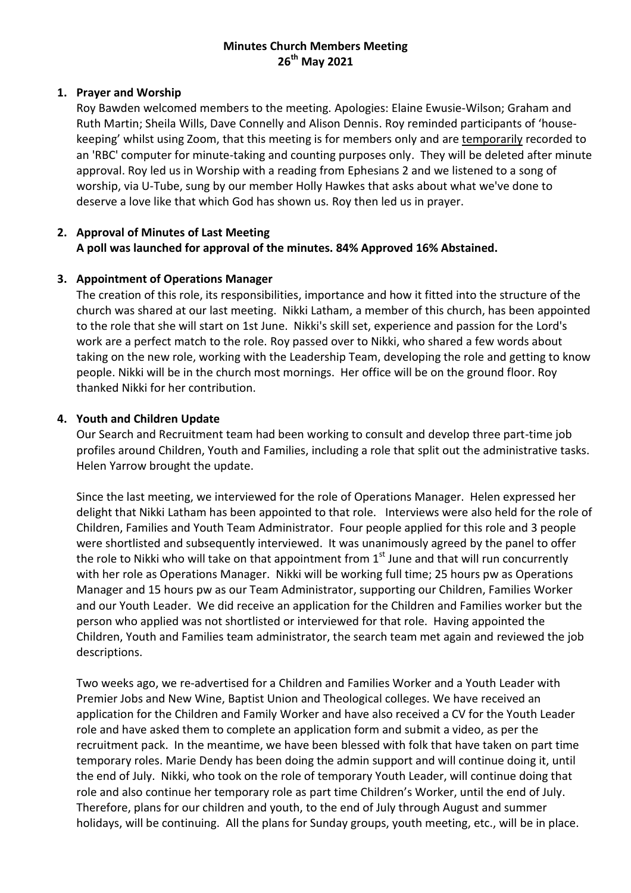**Minutes Church Members Meeting**
**26th May 2021**

1. **Prayer and Worship**

   Roy Bawden welcomed members to the meeting. Apologies: Elaine Ewusie-Wilson; Graham and Ruth Martin; Sheila Wills, Dave Connelly and Alison Dennis. Roy reminded participants of 'house-keeping' whilst using Zoom, that this meeting is for members only and are temporarily recorded to an 'RBC' computer for minute-taking and counting purposes only. They will be deleted after minute approval. Roy led us in Worship with a reading from Ephesians 2 and we listened to a song of worship, via U-Tube, sung by our member Holly Hawkes that asks about what we've done to deserve a love like that which God has shown us. Roy then led us in prayer.

2. **Approval of Minutes of Last Meeting**

   **A poll was launched for approval of the minutes. 84% Approved 16% Abstained.**

3. **Appointment of Operations Manager**

   The creation of this role, its responsibilities, importance and how it fitted into the structure of the church was shared at our last meeting. Nikki Latham, a member of this church, has been appointed to the role that she will start on 1st June. Nikki's skill set, experience and passion for the Lord's work are a perfect match to the role. Roy passed over to Nikki, who shared a few words about taking on the new role, working with the Leadership Team, developing the role and getting to know people. Nikki will be in the church most mornings. Her office will be on the ground floor. Roy thanked Nikki for her contribution.

4. **Youth and Children Update**

   Our Search and Recruitment team had been working to consult and develop three part-time job profiles around Children, Youth and Families, including a role that split out the administrative tasks. Helen Yarrow brought the update.

   Since the last meeting, we interviewed for the role of Operations Manager. Helen expressed her delight that Nikki Latham has been appointed to that role. Interviews were also held for the role of Children, Families and Youth Team Administrator. Four people applied for this role and 3 people were shortlisted and subsequently interviewed. It was unanimously agreed by the panel to offer the role to Nikki who will take on that appointment from 1st June and that will run concurrently with her role as Operations Manager. Nikki will be working full time; 25 hours pw as Operations Manager and 15 hours pw as our Team Administrator, supporting our Children, Families Worker and our Youth Leader. We did receive an application for the Children and Families worker but the person who applied was not shortlisted or interviewed for that role. Having appointed the Children, Youth and Families team administrator, the search team met again and reviewed the job descriptions.

   Two weeks ago, we re-advertised for a Children and Families Worker and a Youth Leader with Premier Jobs and New Wine, Baptist Union and Theological colleges. We have received an application for the Children and Family Worker and have also received a CV for the Youth Leader role and have asked them to complete an application form and submit a video, as per the recruitment pack. In the meantime, we have been blessed with folk that have taken on part time temporary roles. Marie Dendy has been doing the admin support and will continue doing it, until the end of July. Nikki, who took on the role of temporary Youth Leader, will continue doing that role and also continue her temporary role as part time Children's Worker, until the end of July. Therefore, plans for our children and youth, to the end of July through August and summer holidays, will be continuing. All the plans for Sunday groups, youth meeting, etc., will be in place.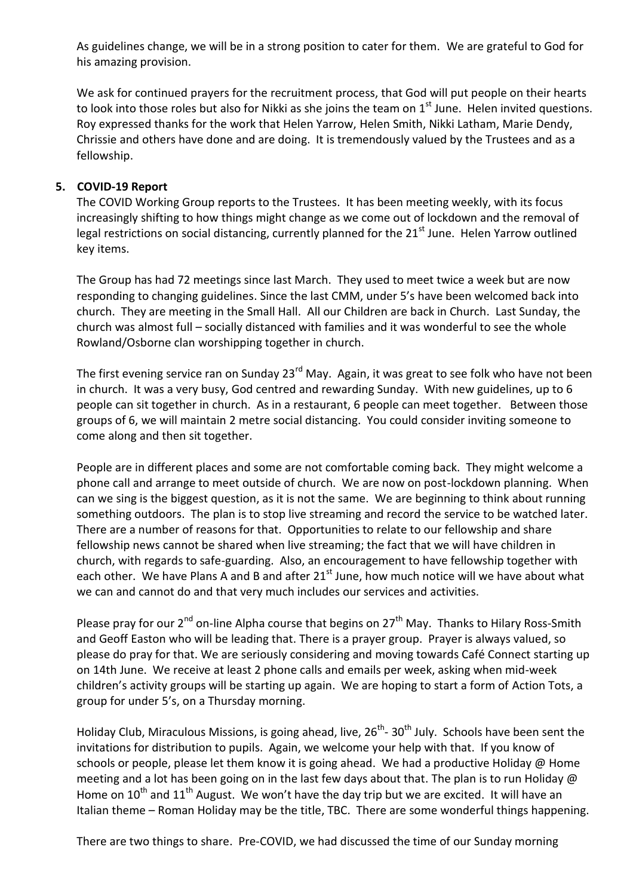As guidelines change, we will be in a strong position to cater for them. We are grateful to God for his amazing provision.

We ask for continued prayers for the recruitment process, that God will put people on their hearts to look into those roles but also for Nikki as she joins the team on 1st June. Helen invited questions. Roy expressed thanks for the work that Helen Yarrow, Helen Smith, Nikki Latham, Marie Dendy, Chrissie and others have done and are doing. It is tremendously valued by the Trustees and as a fellowship.

**5. COVID-19 Report**

The COVID Working Group reports to the Trustees. It has been meeting weekly, with its focus increasingly shifting to how things might change as we come out of lockdown and the removal of legal restrictions on social distancing, currently planned for the 21st June. Helen Yarrow outlined key items.

The Group has had 72 meetings since last March. They used to meet twice a week but are now responding to changing guidelines. Since the last CMM, under 5's have been welcomed back into church. They are meeting in the Small Hall. All our Children are back in Church. Last Sunday, the church was almost full – socially distanced with families and it was wonderful to see the whole Rowland/Osborne clan worshipping together in church.

The first evening service ran on Sunday 23rd May. Again, it was great to see folk who have not been in church. It was a very busy, God centred and rewarding Sunday. With new guidelines, up to 6 people can sit together in church. As in a restaurant, 6 people can meet together. Between those groups of 6, we will maintain 2 metre social distancing. You could consider inviting someone to come along and then sit together.

People are in different places and some are not comfortable coming back. They might welcome a phone call and arrange to meet outside of church. We are now on post-lockdown planning. When can we sing is the biggest question, as it is not the same. We are beginning to think about running something outdoors. The plan is to stop live streaming and record the service to be watched later. There are a number of reasons for that. Opportunities to relate to our fellowship and share fellowship news cannot be shared when live streaming; the fact that we will have children in church, with regards to safe-guarding. Also, an encouragement to have fellowship together with each other. We have Plans A and B and after 21st June, how much notice will we have about what we can and cannot do and that very much includes our services and activities.

Please pray for our 2nd on-line Alpha course that begins on 27th May. Thanks to Hilary Ross-Smith and Geoff Easton who will be leading that. There is a prayer group. Prayer is always valued, so please do pray for that. We are seriously considering and moving towards Café Connect starting up on 14th June. We receive at least 2 phone calls and emails per week, asking when mid-week children's activity groups will be starting up again. We are hoping to start a form of Action Tots, a group for under 5's, on a Thursday morning.

Holiday Club, Miraculous Missions, is going ahead, live, 26th- 30th July. Schools have been sent the invitations for distribution to pupils. Again, we welcome your help with that. If you know of schools or people, please let them know it is going ahead. We had a productive Holiday @ Home meeting and a lot has been going on in the last few days about that. The plan is to run Holiday @ Home on 10th and 11th August. We won't have the day trip but we are excited. It will have an Italian theme – Roman Holiday may be the title, TBC. There are some wonderful things happening.

There are two things to share. Pre-COVID, we had discussed the time of our Sunday morning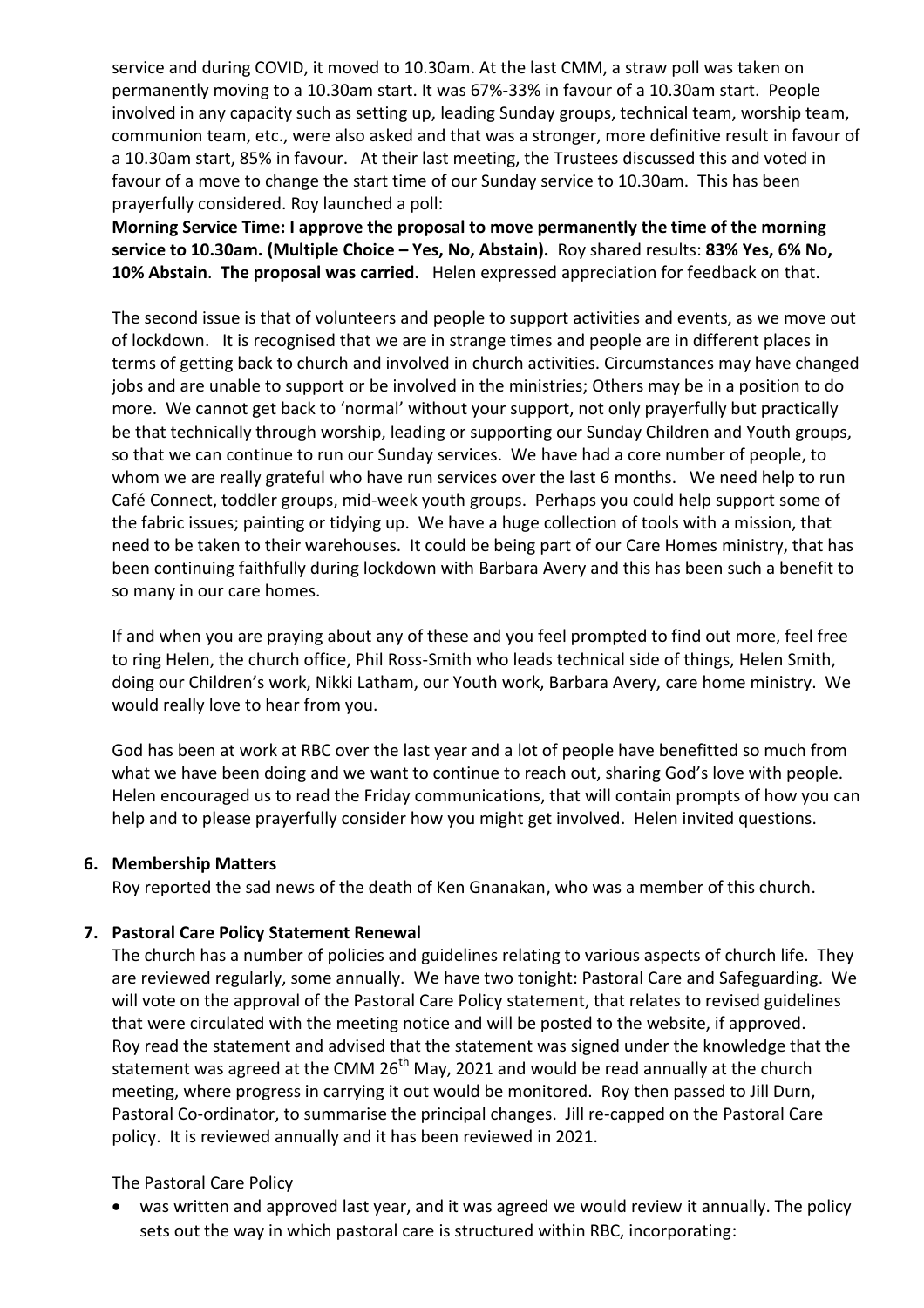service and during COVID, it moved to 10.30am. At the last CMM, a straw poll was taken on permanently moving to a 10.30am start. It was 67%-33% in favour of a 10.30am start. People involved in any capacity such as setting up, leading Sunday groups, technical team, worship team, communion team, etc., were also asked and that was a stronger, more definitive result in favour of a 10.30am start, 85% in favour. At their last meeting, the Trustees discussed this and voted in favour of a move to change the start time of our Sunday service to 10.30am. This has been prayerfully considered. Roy launched a poll:

**Morning Service Time: I approve the proposal to move permanently the time of the morning service to 10.30am. (Multiple Choice – Yes, No, Abstain).** Roy shared results: **83% Yes, 6% No, 10% Abstain**. **The proposal was carried.** Helen expressed appreciation for feedback on that.

The second issue is that of volunteers and people to support activities and events, as we move out of lockdown. It is recognised that we are in strange times and people are in different places in terms of getting back to church and involved in church activities. Circumstances may have changed jobs and are unable to support or be involved in the ministries; Others may be in a position to do more. We cannot get back to 'normal' without your support, not only prayerfully but practically be that technically through worship, leading or supporting our Sunday Children and Youth groups, so that we can continue to run our Sunday services. We have had a core number of people, to whom we are really grateful who have run services over the last 6 months. We need help to run Café Connect, toddler groups, mid-week youth groups. Perhaps you could help support some of the fabric issues; painting or tidying up. We have a huge collection of tools with a mission, that need to be taken to their warehouses. It could be being part of our Care Homes ministry, that has been continuing faithfully during lockdown with Barbara Avery and this has been such a benefit to so many in our care homes.

If and when you are praying about any of these and you feel prompted to find out more, feel free to ring Helen, the church office, Phil Ross-Smith who leads technical side of things, Helen Smith, doing our Children's work, Nikki Latham, our Youth work, Barbara Avery, care home ministry. We would really love to hear from you.

God has been at work at RBC over the last year and a lot of people have benefitted so much from what we have been doing and we want to continue to reach out, sharing God's love with people. Helen encouraged us to read the Friday communications, that will contain prompts of how you can help and to please prayerfully consider how you might get involved. Helen invited questions.

**6. Membership Matters**

Roy reported the sad news of the death of Ken Gnanakan, who was a member of this church.

**7. Pastoral Care Policy Statement Renewal**

The church has a number of policies and guidelines relating to various aspects of church life. They are reviewed regularly, some annually. We have two tonight: Pastoral Care and Safeguarding. We will vote on the approval of the Pastoral Care Policy statement, that relates to revised guidelines that were circulated with the meeting notice and will be posted to the website, if approved. Roy read the statement and advised that the statement was signed under the knowledge that the statement was agreed at the CMM 26th May, 2021 and would be read annually at the church meeting, where progress in carrying it out would be monitored. Roy then passed to Jill Durn, Pastoral Co-ordinator, to summarise the principal changes. Jill re-capped on the Pastoral Care policy. It is reviewed annually and it has been reviewed in 2021.

The Pastoral Care Policy

- was written and approved last year, and it was agreed we would review it annually. The policy sets out the way in which pastoral care is structured within RBC, incorporating: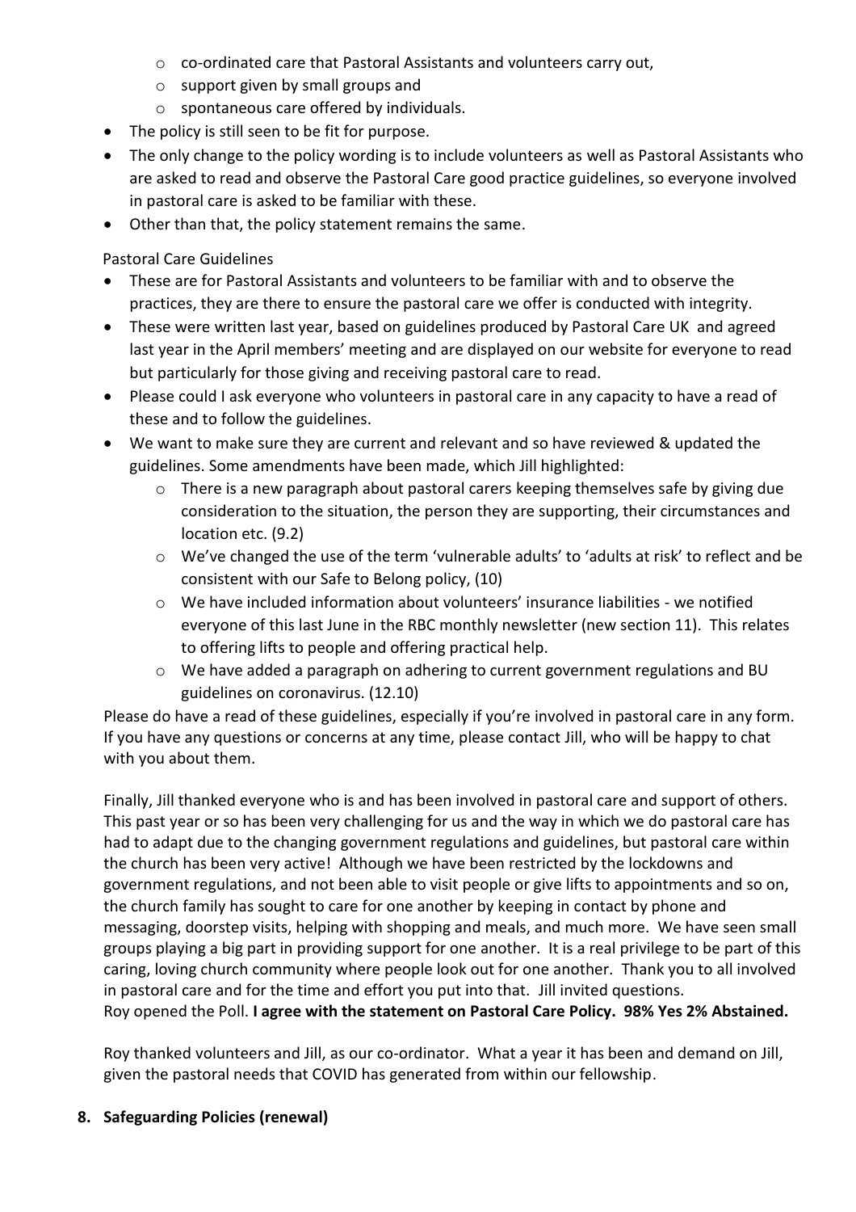- co-ordinated care that Pastoral Assistants and volunteers carry out,
  - support given by small groups and
  - spontaneous care offered by individuals.
- The policy is still seen to be fit for purpose.
- The only change to the policy wording is to include volunteers as well as Pastoral Assistants who are asked to read and observe the Pastoral Care good practice guidelines, so everyone involved in pastoral care is asked to be familiar with these.
- Other than that, the policy statement remains the same.

Pastoral Care Guidelines

- These are for Pastoral Assistants and volunteers to be familiar with and to observe the practices, they are there to ensure the pastoral care we offer is conducted with integrity.
- These were written last year, based on guidelines produced by Pastoral Care UK and agreed last year in the April members' meeting and are displayed on our website for everyone to read but particularly for those giving and receiving pastoral care to read.
- Please could I ask everyone who volunteers in pastoral care in any capacity to have a read of these and to follow the guidelines.
- We want to make sure they are current and relevant and so have reviewed & updated the guidelines. Some amendments have been made, which Jill highlighted:
  - There is a new paragraph about pastoral carers keeping themselves safe by giving due consideration to the situation, the person they are supporting, their circumstances and location etc. (9.2)
  - We've changed the use of the term 'vulnerable adults' to 'adults at risk' to reflect and be consistent with our Safe to Belong policy, (10)
  - We have included information about volunteers' insurance liabilities - we notified everyone of this last June in the RBC monthly newsletter (new section 11). This relates to offering lifts to people and offering practical help.
  - We have added a paragraph on adhering to current government regulations and BU guidelines on coronavirus. (12.10)

Please do have a read of these guidelines, especially if you're involved in pastoral care in any form. If you have any questions or concerns at any time, please contact Jill, who will be happy to chat with you about them.

Finally, Jill thanked everyone who is and has been involved in pastoral care and support of others. This past year or so has been very challenging for us and the way in which we do pastoral care has had to adapt due to the changing government regulations and guidelines, but pastoral care within the church has been very active! Although we have been restricted by the lockdowns and government regulations, and not been able to visit people or give lifts to appointments and so on, the church family has sought to care for one another by keeping in contact by phone and messaging, doorstep visits, helping with shopping and meals, and much more. We have seen small groups playing a big part in providing support for one another. It is a real privilege to be part of this caring, loving church community where people look out for one another. Thank you to all involved in pastoral care and for the time and effort you put into that. Jill invited questions.
Roy opened the Poll. **I agree with the statement on Pastoral Care Policy. 98% Yes 2% Abstained.**

Roy thanked volunteers and Jill, as our co-ordinator. What a year it has been and demand on Jill, given the pastoral needs that COVID has generated from within our fellowship.

**8. Safeguarding Policies (renewal)**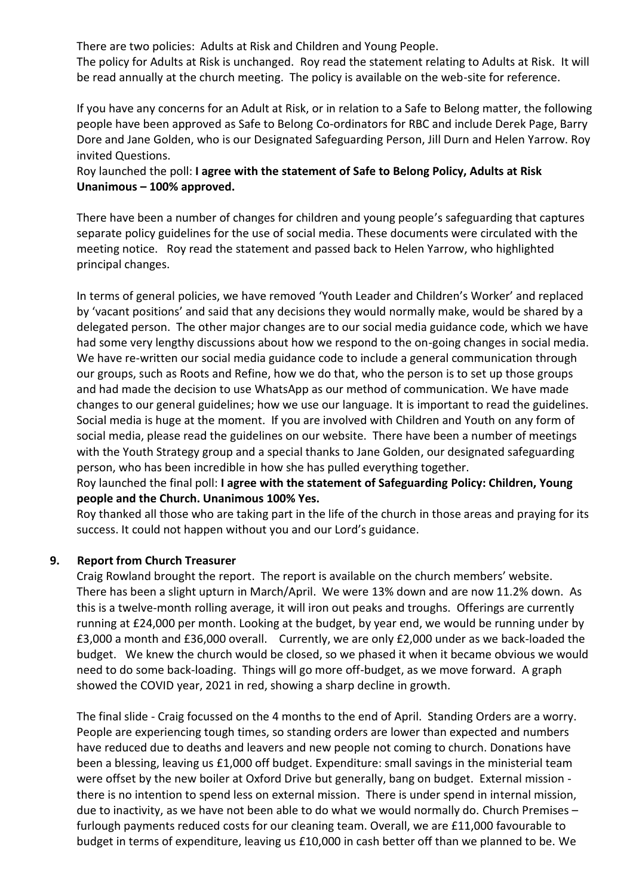There are two policies: Adults at Risk and Children and Young People.
The policy for Adults at Risk is unchanged. Roy read the statement relating to Adults at Risk. It will be read annually at the church meeting. The policy is available on the web-site for reference.

If you have any concerns for an Adult at Risk, or in relation to a Safe to Belong matter, the following people have been approved as Safe to Belong Co-ordinators for RBC and include Derek Page, Barry Dore and Jane Golden, who is our Designated Safeguarding Person, Jill Durn and Helen Yarrow. Roy invited Questions.
Roy launched the poll: **I agree with the statement of Safe to Belong Policy, Adults at Risk Unanimous – 100% approved.**

There have been a number of changes for children and young people's safeguarding that captures separate policy guidelines for the use of social media. These documents were circulated with the meeting notice. Roy read the statement and passed back to Helen Yarrow, who highlighted principal changes.

In terms of general policies, we have removed 'Youth Leader and Children's Worker' and replaced by 'vacant positions' and said that any decisions they would normally make, would be shared by a delegated person. The other major changes are to our social media guidance code, which we have had some very lengthy discussions about how we respond to the on-going changes in social media. We have re-written our social media guidance code to include a general communication through our groups, such as Roots and Refine, how we do that, who the person is to set up those groups and had made the decision to use WhatsApp as our method of communication. We have made changes to our general guidelines; how we use our language. It is important to read the guidelines. Social media is huge at the moment. If you are involved with Children and Youth on any form of social media, please read the guidelines on our website. There have been a number of meetings with the Youth Strategy group and a special thanks to Jane Golden, our designated safeguarding person, who has been incredible in how she has pulled everything together.
Roy launched the final poll: **I agree with the statement of Safeguarding Policy: Children, Young people and the Church. Unanimous 100% Yes.**
Roy thanked all those who are taking part in the life of the church in those areas and praying for its success. It could not happen without you and our Lord's guidance.

## 9. Report from Church Treasurer

Craig Rowland brought the report. The report is available on the church members' website. There has been a slight upturn in March/April. We were 13% down and are now 11.2% down. As this is a twelve-month rolling average, it will iron out peaks and troughs. Offerings are currently running at £24,000 per month. Looking at the budget, by year end, we would be running under by £3,000 a month and £36,000 overall. Currently, we are only £2,000 under as we back-loaded the budget. We knew the church would be closed, so we phased it when it became obvious we would need to do some back-loading. Things will go more off-budget, as we move forward. A graph showed the COVID year, 2021 in red, showing a sharp decline in growth.

The final slide - Craig focussed on the 4 months to the end of April. Standing Orders are a worry. People are experiencing tough times, so standing orders are lower than expected and numbers have reduced due to deaths and leavers and new people not coming to church. Donations have been a blessing, leaving us £1,000 off budget. Expenditure: small savings in the ministerial team were offset by the new boiler at Oxford Drive but generally, bang on budget. External mission - there is no intention to spend less on external mission. There is under spend in internal mission, due to inactivity, as we have not been able to do what we would normally do. Church Premises – furlough payments reduced costs for our cleaning team. Overall, we are £11,000 favourable to budget in terms of expenditure, leaving us £10,000 in cash better off than we planned to be. We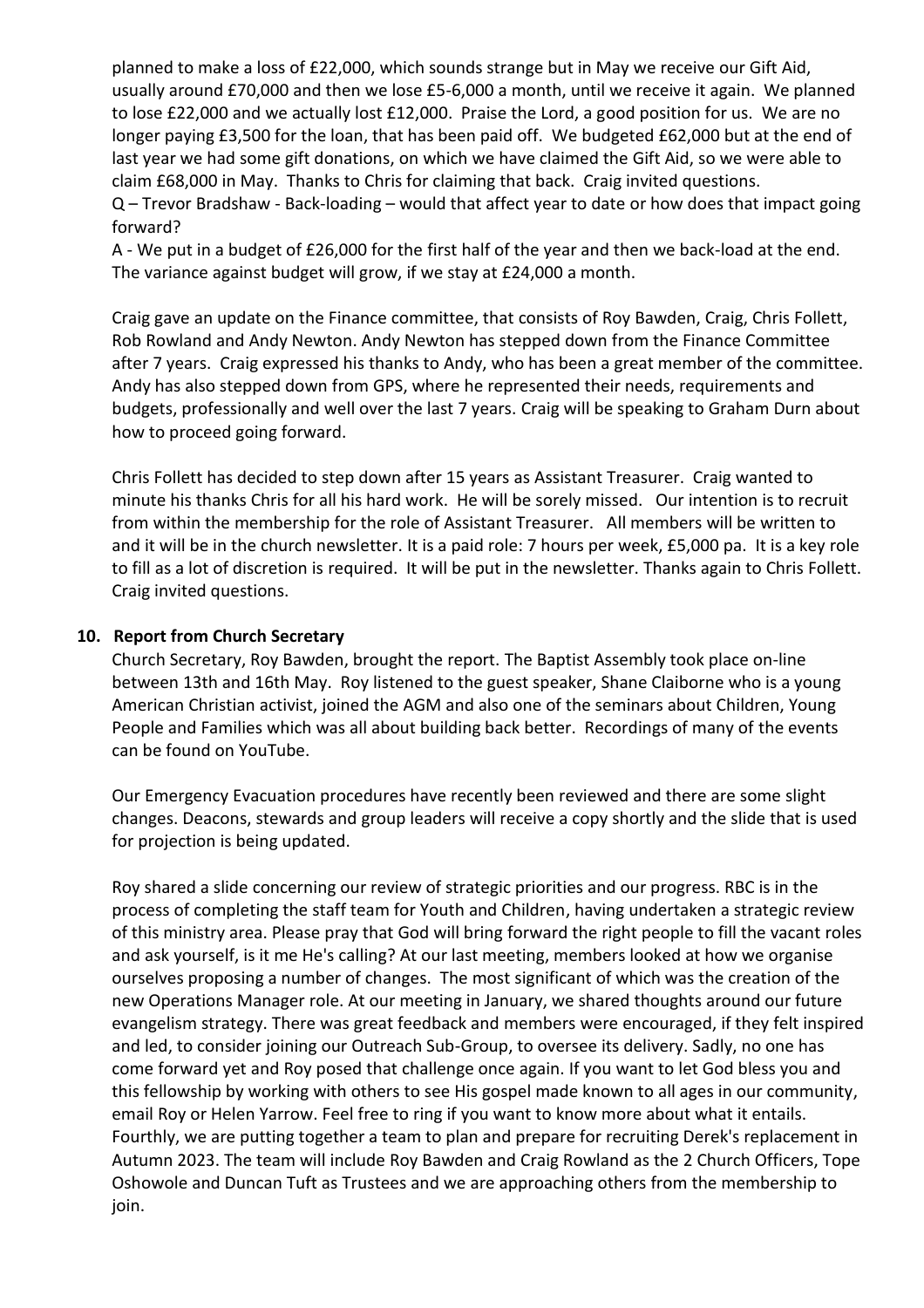planned to make a loss of £22,000, which sounds strange but in May we receive our Gift Aid, usually around £70,000 and then we lose £5-6,000 a month, until we receive it again. We planned to lose £22,000 and we actually lost £12,000. Praise the Lord, a good position for us. We are no longer paying £3,500 for the loan, that has been paid off. We budgeted £62,000 but at the end of last year we had some gift donations, on which we have claimed the Gift Aid, so we were able to claim £68,000 in May. Thanks to Chris for claiming that back. Craig invited questions.

Q – Trevor Bradshaw - Back-loading – would that affect year to date or how does that impact going forward?

A - We put in a budget of £26,000 for the first half of the year and then we back-load at the end. The variance against budget will grow, if we stay at £24,000 a month.

Craig gave an update on the Finance committee, that consists of Roy Bawden, Craig, Chris Follett, Rob Rowland and Andy Newton. Andy Newton has stepped down from the Finance Committee after 7 years. Craig expressed his thanks to Andy, who has been a great member of the committee. Andy has also stepped down from GPS, where he represented their needs, requirements and budgets, professionally and well over the last 7 years. Craig will be speaking to Graham Durn about how to proceed going forward.

Chris Follett has decided to step down after 15 years as Assistant Treasurer. Craig wanted to minute his thanks Chris for all his hard work. He will be sorely missed. Our intention is to recruit from within the membership for the role of Assistant Treasurer. All members will be written to and it will be in the church newsletter. It is a paid role: 7 hours per week, £5,000 pa. It is a key role to fill as a lot of discretion is required. It will be put in the newsletter. Thanks again to Chris Follett. Craig invited questions.

## 10. Report from Church Secretary

Church Secretary, Roy Bawden, brought the report. The Baptist Assembly took place on-line between 13th and 16th May. Roy listened to the guest speaker, Shane Claiborne who is a young American Christian activist, joined the AGM and also one of the seminars about Children, Young People and Families which was all about building back better. Recordings of many of the events can be found on YouTube.

Our Emergency Evacuation procedures have recently been reviewed and there are some slight changes. Deacons, stewards and group leaders will receive a copy shortly and the slide that is used for projection is being updated.

Roy shared a slide concerning our review of strategic priorities and our progress. RBC is in the process of completing the staff team for Youth and Children, having undertaken a strategic review of this ministry area. Please pray that God will bring forward the right people to fill the vacant roles and ask yourself, is it me He's calling? At our last meeting, members looked at how we organise ourselves proposing a number of changes. The most significant of which was the creation of the new Operations Manager role. At our meeting in January, we shared thoughts around our future evangelism strategy. There was great feedback and members were encouraged, if they felt inspired and led, to consider joining our Outreach Sub-Group, to oversee its delivery. Sadly, no one has come forward yet and Roy posed that challenge once again. If you want to let God bless you and this fellowship by working with others to see His gospel made known to all ages in our community, email Roy or Helen Yarrow. Feel free to ring if you want to know more about what it entails. Fourthly, we are putting together a team to plan and prepare for recruiting Derek's replacement in Autumn 2023. The team will include Roy Bawden and Craig Rowland as the 2 Church Officers, Tope Oshowole and Duncan Tuft as Trustees and we are approaching others from the membership to join.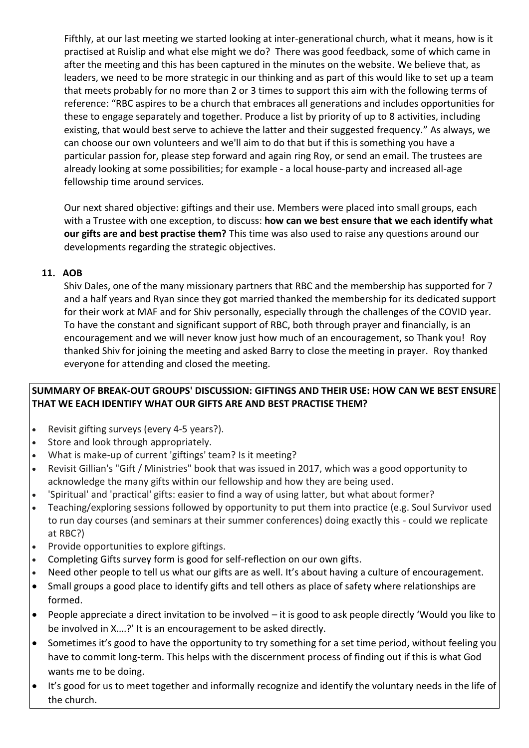Fifthly, at our last meeting we started looking at inter-generational church, what it means, how is it practised at Ruislip and what else might we do? There was good feedback, some of which came in after the meeting and this has been captured in the minutes on the website. We believe that, as leaders, we need to be more strategic in our thinking and as part of this would like to set up a team that meets probably for no more than 2 or 3 times to support this aim with the following terms of reference: "RBC aspires to be a church that embraces all generations and includes opportunities for these to engage separately and together. Produce a list by priority of up to 8 activities, including existing, that would best serve to achieve the latter and their suggested frequency." As always, we can choose our own volunteers and we'll aim to do that but if this is something you have a particular passion for, please step forward and again ring Roy, or send an email. The trustees are already looking at some possibilities; for example - a local house-party and increased all-age fellowship time around services.

Our next shared objective: giftings and their use. Members were placed into small groups, each with a Trustee with one exception, to discuss: **how can we best ensure that we each identify what our gifts are and best practise them?** This time was also used to raise any questions around our developments regarding the strategic objectives.

**11. AOB**

Shiv Dales, one of the many missionary partners that RBC and the membership has supported for 7 and a half years and Ryan since they got married thanked the membership for its dedicated support for their work at MAF and for Shiv personally, especially through the challenges of the COVID year. To have the constant and significant support of RBC, both through prayer and financially, is an encouragement and we will never know just how much of an encouragement, so Thank you! Roy thanked Shiv for joining the meeting and asked Barry to close the meeting in prayer. Roy thanked everyone for attending and closed the meeting.

**SUMMARY OF BREAK-OUT GROUPS' DISCUSSION: GIFTINGS AND THEIR USE: HOW CAN WE BEST ENSURE THAT WE EACH IDENTIFY WHAT OUR GIFTS ARE AND BEST PRACTISE THEM?**

- Revisit gifting surveys (every 4-5 years?).
- Store and look through appropriately.
- What is make-up of current 'giftings' team? Is it meeting?
- Revisit Gillian's "Gift / Ministries" book that was issued in 2017, which was a good opportunity to acknowledge the many gifts within our fellowship and how they are being used.
- 'Spiritual' and 'practical' gifts: easier to find a way of using latter, but what about former?
- Teaching/exploring sessions followed by opportunity to put them into practice (e.g. Soul Survivor used to run day courses (and seminars at their summer conferences) doing exactly this - could we replicate at RBC?)
- Provide opportunities to explore giftings.
- Completing Gifts survey form is good for self-reflection on our own gifts.
- Need other people to tell us what our gifts are as well. It's about having a culture of encouragement.
- Small groups a good place to identify gifts and tell others as place of safety where relationships are formed.
- People appreciate a direct invitation to be involved – it is good to ask people directly 'Would you like to be involved in X….?' It is an encouragement to be asked directly.
- Sometimes it's good to have the opportunity to try something for a set time period, without feeling you have to commit long-term. This helps with the discernment process of finding out if this is what God wants me to be doing.
- It's good for us to meet together and informally recognize and identify the voluntary needs in the life of the church.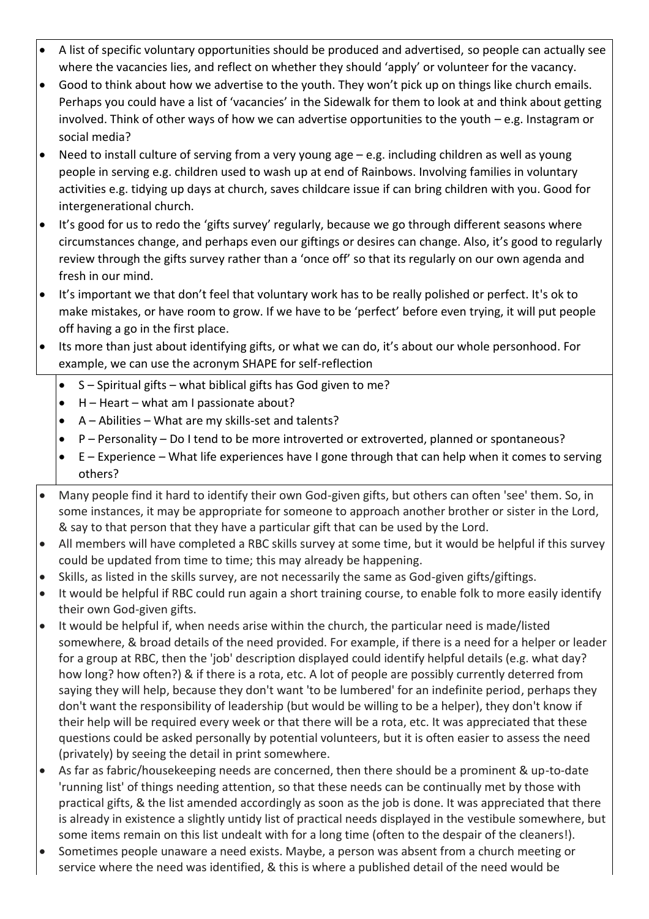- A list of specific voluntary opportunities should be produced and advertised, so people can actually see where the vacancies lies, and reflect on whether they should 'apply' or volunteer for the vacancy.
- Good to think about how we advertise to the youth. They won't pick up on things like church emails. Perhaps you could have a list of 'vacancies' in the Sidewalk for them to look at and think about getting involved. Think of other ways of how we can advertise opportunities to the youth – e.g. Instagram or social media?
- Need to install culture of serving from a very young age – e.g. including children as well as young people in serving e.g. children used to wash up at end of Rainbows. Involving families in voluntary activities e.g. tidying up days at church, saves childcare issue if can bring children with you. Good for intergenerational church.
- It's good for us to redo the 'gifts survey' regularly, because we go through different seasons where circumstances change, and perhaps even our giftings or desires can change. Also, it's good to regularly review through the gifts survey rather than a 'once off' so that its regularly on our own agenda and fresh in our mind.
- It's important we that don't feel that voluntary work has to be really polished or perfect. It's ok to make mistakes, or have room to grow. If we have to be 'perfect' before even trying, it will put people off having a go in the first place.
- Its more than just about identifying gifts, or what we can do, it's about our whole personhood. For example, we can use the acronym SHAPE for self-reflection
    - S – Spiritual gifts – what biblical gifts has God given to me?
    - H – Heart – what am I passionate about?
    - A – Abilities – What are my skills-set and talents?
    - P – Personality – Do I tend to be more introverted or extroverted, planned or spontaneous?
    - E – Experience – What life experiences have I gone through that can help when it comes to serving others?
- Many people find it hard to identify their own God-given gifts, but others can often 'see' them. So, in some instances, it may be appropriate for someone to approach another brother or sister in the Lord, & say to that person that they have a particular gift that can be used by the Lord.
- All members will have completed a RBC skills survey at some time, but it would be helpful if this survey could be updated from time to time; this may already be happening.
- Skills, as listed in the skills survey, are not necessarily the same as God-given gifts/giftings.
- It would be helpful if RBC could run again a short training course, to enable folk to more easily identify their own God-given gifts.
- It would be helpful if, when needs arise within the church, the particular need is made/listed somewhere, & broad details of the need provided. For example, if there is a need for a helper or leader for a group at RBC, then the 'job' description displayed could identify helpful details (e.g. what day? how long? how often?) & if there is a rota, etc. A lot of people are possibly currently deterred from saying they will help, because they don't want 'to be lumbered' for an indefinite period, perhaps they don't want the responsibility of leadership (but would be willing to be a helper), they don't know if their help will be required every week or that there will be a rota, etc. It was appreciated that these questions could be asked personally by potential volunteers, but it is often easier to assess the need (privately) by seeing the detail in print somewhere.
- As far as fabric/housekeeping needs are concerned, then there should be a prominent & up-to-date 'running list' of things needing attention, so that these needs can be continually met by those with practical gifts, & the list amended accordingly as soon as the job is done. It was appreciated that there is already in existence a slightly untidy list of practical needs displayed in the vestibule somewhere, but some items remain on this list undealt with for a long time (often to the despair of the cleaners!).
- Sometimes people unaware a need exists. Maybe, a person was absent from a church meeting or service where the need was identified, & this is where a published detail of the need would be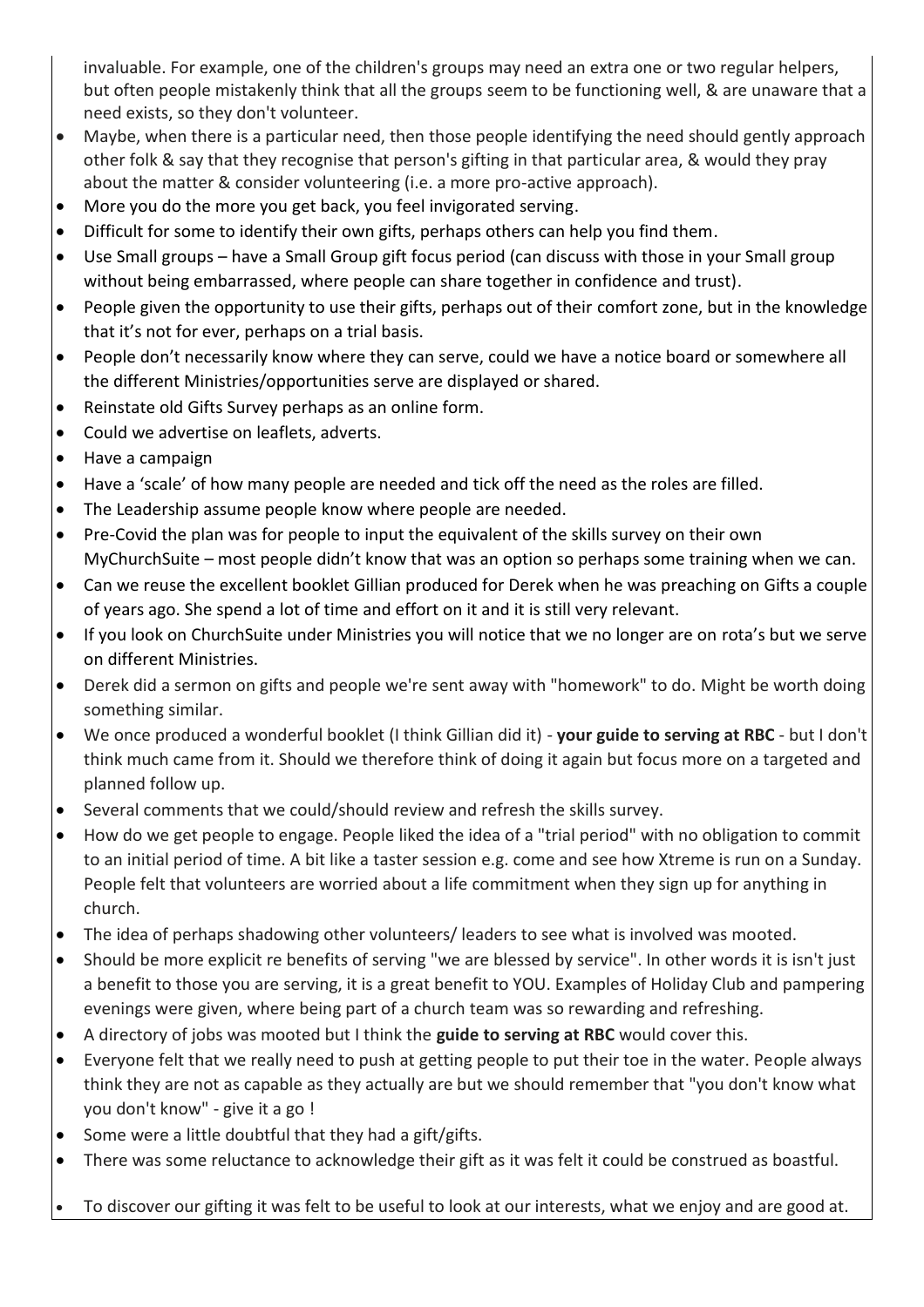invaluable. For example, one of the children's groups may need an extra one or two regular helpers, but often people mistakenly think that all the groups seem to be functioning well, & are unaware that a need exists, so they don't volunteer.

- Maybe, when there is a particular need, then those people identifying the need should gently approach other folk & say that they recognise that person's gifting in that particular area, & would they pray about the matter & consider volunteering (i.e. a more pro-active approach).
- More you do the more you get back, you feel invigorated serving.
- Difficult for some to identify their own gifts, perhaps others can help you find them.
- Use Small groups – have a Small Group gift focus period (can discuss with those in your Small group without being embarrassed, where people can share together in confidence and trust).
- People given the opportunity to use their gifts, perhaps out of their comfort zone, but in the knowledge that it's not for ever, perhaps on a trial basis.
- People don't necessarily know where they can serve, could we have a notice board or somewhere all the different Ministries/opportunities serve are displayed or shared.
- Reinstate old Gifts Survey perhaps as an online form.
- Could we advertise on leaflets, adverts.
- Have a campaign
- Have a 'scale' of how many people are needed and tick off the need as the roles are filled.
- The Leadership assume people know where people are needed.
- Pre-Covid the plan was for people to input the equivalent of the skills survey on their own MyChurchSuite – most people didn't know that was an option so perhaps some training when we can.
- Can we reuse the excellent booklet Gillian produced for Derek when he was preaching on Gifts a couple of years ago. She spend a lot of time and effort on it and it is still very relevant.
- If you look on ChurchSuite under Ministries you will notice that we no longer are on rota's but we serve on different Ministries.
- Derek did a sermon on gifts and people we're sent away with "homework" to do. Might be worth doing something similar.
- We once produced a wonderful booklet (I think Gillian did it) - **your guide to serving at RBC** - but I don't think much came from it. Should we therefore think of doing it again but focus more on a targeted and planned follow up.
- Several comments that we could/should review and refresh the skills survey.
- How do we get people to engage. People liked the idea of a "trial period" with no obligation to commit to an initial period of time. A bit like a taster session e.g. come and see how Xtreme is run on a Sunday. People felt that volunteers are worried about a life commitment when they sign up for anything in church.
- The idea of perhaps shadowing other volunteers/ leaders to see what is involved was mooted.
- Should be more explicit re benefits of serving "we are blessed by service". In other words it is isn't just a benefit to those you are serving, it is a great benefit to YOU. Examples of Holiday Club and pampering evenings were given, where being part of a church team was so rewarding and refreshing.
- A directory of jobs was mooted but I think the **guide to serving at RBC** would cover this.
- Everyone felt that we really need to push at getting people to put their toe in the water. People always think they are not as capable as they actually are but we should remember that "you don't know what you don't know" - give it a go !
- Some were a little doubtful that they had a gift/gifts.
- There was some reluctance to acknowledge their gift as it was felt it could be construed as boastful.
- To discover our gifting it was felt to be useful to look at our interests, what we enjoy and are good at.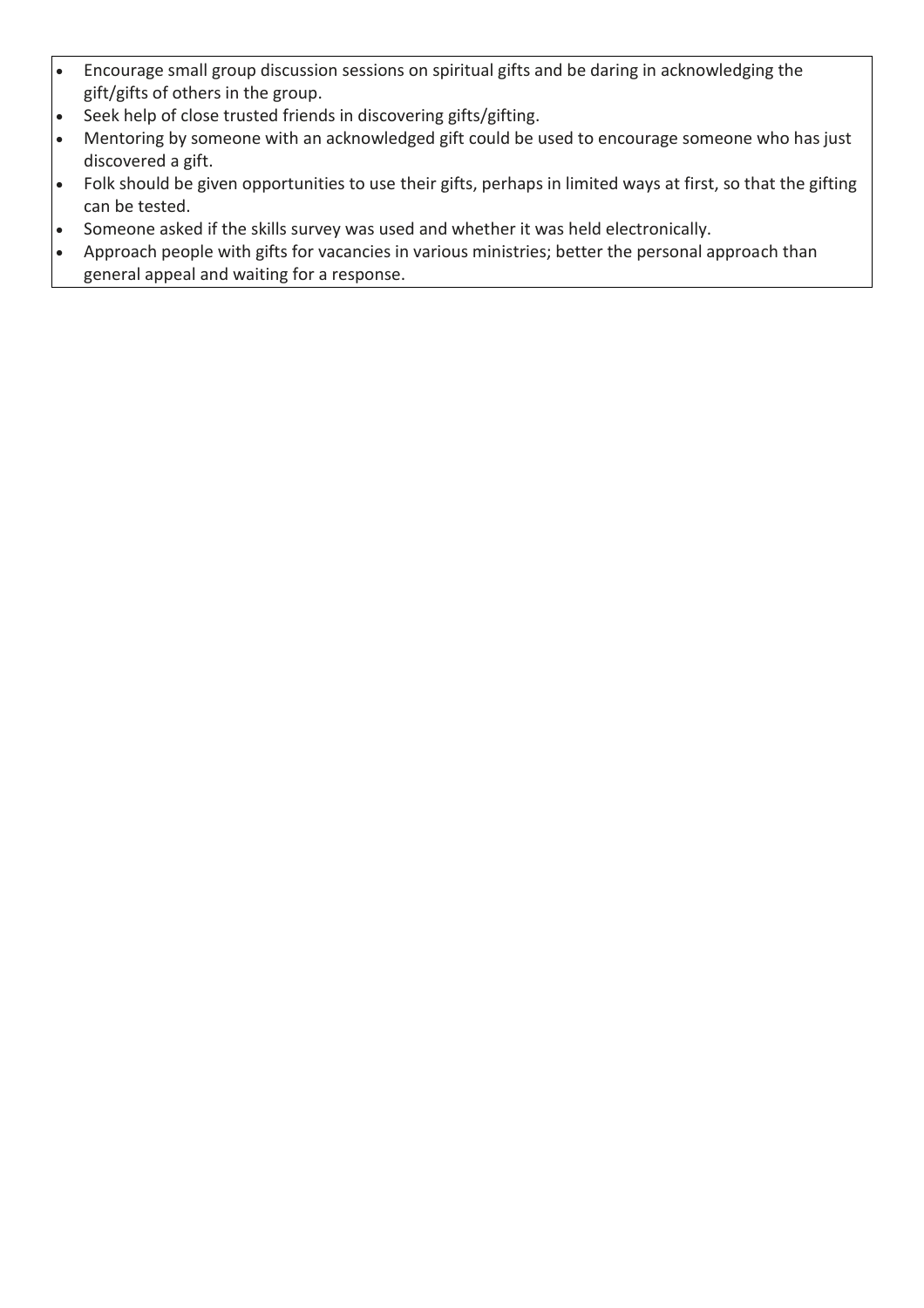- Encourage small group discussion sessions on spiritual gifts and be daring in acknowledging the gift/gifts of others in the group.
- Seek help of close trusted friends in discovering gifts/gifting.
- Mentoring by someone with an acknowledged gift could be used to encourage someone who has just discovered a gift.
- Folk should be given opportunities to use their gifts, perhaps in limited ways at first, so that the gifting can be tested.
- Someone asked if the skills survey was used and whether it was held electronically.
- Approach people with gifts for vacancies in various ministries; better the personal approach than general appeal and waiting for a response.